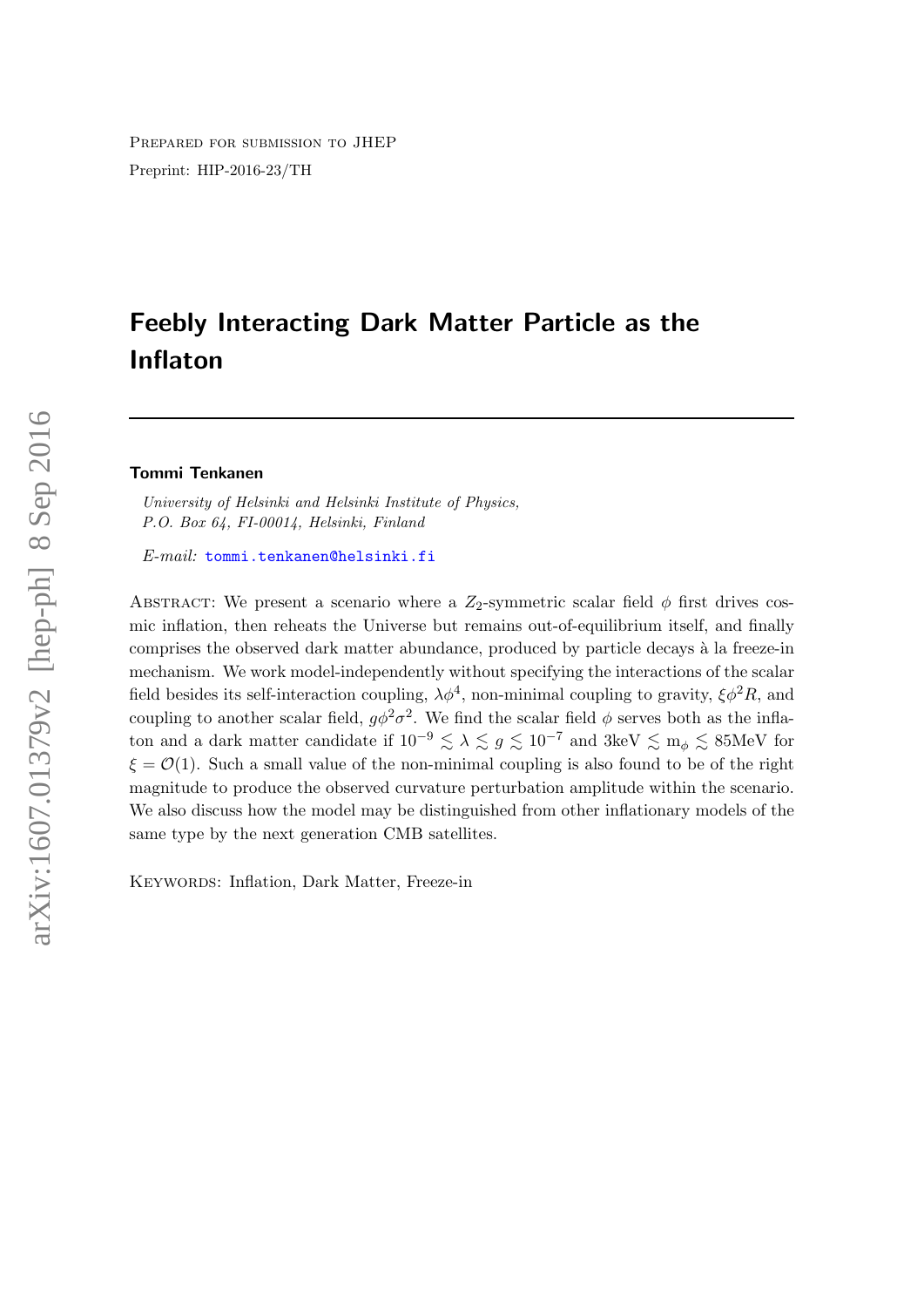Prepared for submission to JHEP

Preprint: HIP-2016-23/TH

# Feebly Interacting Dark Matter Particle as the Inflaton

**Tommi Tenkanen**

*University of Helsinki and Helsinki Institute of Physics, P.O. Box 64, FI-00014, Helsinki, Finland*

*E-mail:* tommi.tenkanen@helsinki.fi

Abstract: We present a scenario where a $Z_2$-symmetric scalar field $\phi$ first drives cosmic inflation, then reheats the Universe but remains out-of-equilibrium itself, and finally comprises the observed dark matter abundance, produced by particle decays à la freeze-in mechanism. We work model-independently without specifying the interactions of the scalar field besides its self-interaction coupling, $\lambda\phi^4$, non-minimal coupling to gravity, $\xi\phi^2 R$, and coupling to another scalar field, $g\phi^2\sigma^2$. We find the scalar field $\phi$ serves both as the inflaton and a dark matter candidate if $10^{-9} \lesssim \lambda \lesssim g \lesssim 10^{-7}$ and $3\text{keV} \lesssim \text{m}_\phi \lesssim 85\text{MeV}$ for $\xi = \mathcal{O}(1)$. Such a small value of the non-minimal coupling is also found to be of the right magnitude to produce the observed curvature perturbation amplitude within the scenario. We also discuss how the model may be distinguished from other inflationary models of the same type by the next generation CMB satellites.

Keywords: Inflation, Dark Matter, Freeze-in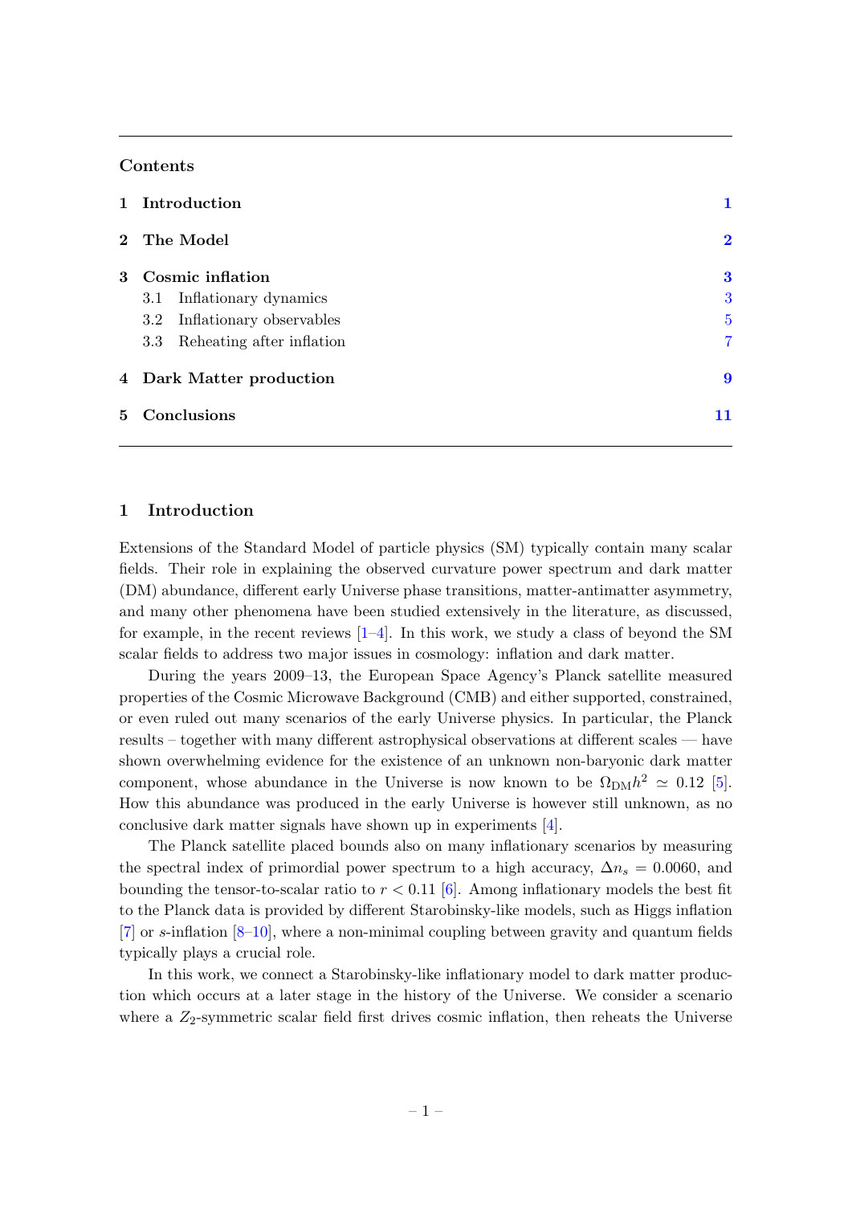## Contents

| | |
|---|---|
| **1 Introduction** | **1** |
| **2 The Model** | **2** |
| **3 Cosmic inflation** | **3** |
| 3.1 Inflationary dynamics | 3 |
| 3.2 Inflationary observables | 5 |
| 3.3 Reheating after inflation | 7 |
| **4 Dark Matter production** | **9** |
| **5 Conclusions** | **11** |

# 1 Introduction

Extensions of the Standard Model of particle physics (SM) typically contain many scalar fields. Their role in explaining the observed curvature power spectrum and dark matter (DM) abundance, different early Universe phase transitions, matter-antimatter asymmetry, and many other phenomena have been studied extensively in the literature, as discussed, for example, in the recent reviews [1–4]. In this work, we study a class of beyond the SM scalar fields to address two major issues in cosmology: inflation and dark matter.

During the years 2009–13, the European Space Agency's Planck satellite measured properties of the Cosmic Microwave Background (CMB) and either supported, constrained, or even ruled out many scenarios of the early Universe physics. In particular, the Planck results – together with many different astrophysical observations at different scales — have shown overwhelming evidence for the existence of an unknown non-baryonic dark matter component, whose abundance in the Universe is now known to be $\Omega_{\rm DM}h^2 \simeq 0.12$ [5]. How this abundance was produced in the early Universe is however still unknown, as no conclusive dark matter signals have shown up in experiments [4].

The Planck satellite placed bounds also on many inflationary scenarios by measuring the spectral index of primordial power spectrum to a high accuracy, $\Delta n_s = 0.0060$, and bounding the tensor-to-scalar ratio to $r < 0.11$ [6]. Among inflationary models the best fit to the Planck data is provided by different Starobinsky-like models, such as Higgs inflation [7] or $s$-inflation [8–10], where a non-minimal coupling between gravity and quantum fields typically plays a crucial role.

In this work, we connect a Starobinsky-like inflationary model to dark matter production which occurs at a later stage in the history of the Universe. We consider a scenario where a $Z_2$-symmetric scalar field first drives cosmic inflation, then reheats the Universe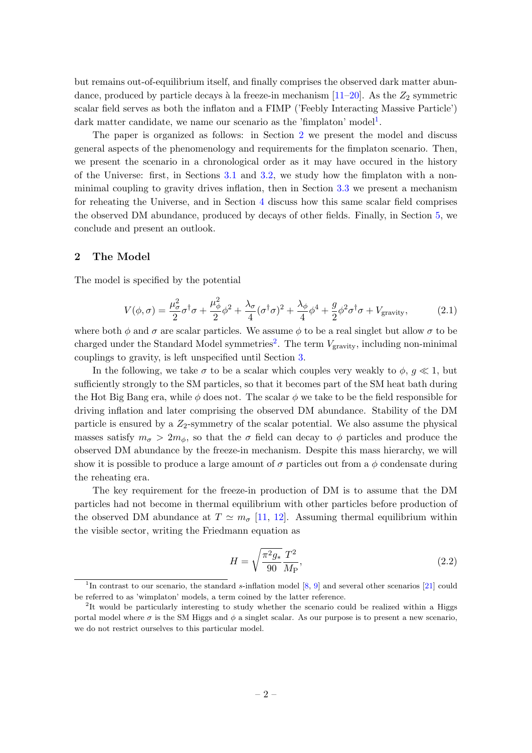but remains out-of-equilibrium itself, and finally comprises the observed dark matter abundance, produced by particle decays à la freeze-in mechanism [11–20]. As the $Z_2$ symmetric scalar field serves as both the inflaton and a FIMP ('Feebly Interacting Massive Particle') dark matter candidate, we name our scenario as the 'fimplaton' model[1].

The paper is organized as follows: in Section 2 we present the model and discuss general aspects of the phenomenology and requirements for the fimplaton scenario. Then, we present the scenario in a chronological order as it may have occured in the history of the Universe: first, in Sections 3.1 and 3.2, we study how the fimplaton with a non-minimal coupling to gravity drives inflation, then in Section 3.3 we present a mechanism for reheating the Universe, and in Section 4 discuss how this same scalar field comprises the observed DM abundance, produced by decays of other fields. Finally, in Section 5, we conclude and present an outlook.

## 2 The Model

The model is specified by the potential

$$V(\phi,\sigma) = \frac{\mu_\sigma^2}{2}\sigma^\dagger\sigma + \frac{\mu_\phi^2}{2}\phi^2 + \frac{\lambda_\sigma}{4}(\sigma^\dagger\sigma)^2 + \frac{\lambda_\phi}{4}\phi^4 + \frac{g}{2}\phi^2\sigma^\dagger\sigma + V_{\rm gravity}, \tag{2.1}$$

where both $\phi$ and $\sigma$ are scalar particles. We assume $\phi$ to be a real singlet but allow $\sigma$ to be charged under the Standard Model symmetries[2]. The term $V_{\rm gravity}$, including non-minimal couplings to gravity, is left unspecified until Section 3.

In the following, we take $\sigma$ to be a scalar which couples very weakly to $\phi$, $g \ll 1$, but sufficiently strongly to the SM particles, so that it becomes part of the SM heat bath during the Hot Big Bang era, while $\phi$ does not. The scalar $\phi$ we take to be the field responsible for driving inflation and later comprising the observed DM abundance. Stability of the DM particle is ensured by a $Z_2$-symmetry of the scalar potential. We also assume the physical masses satisfy $m_\sigma > 2m_\phi$, so that the $\sigma$ field can decay to $\phi$ particles and produce the observed DM abundance by the freeze-in mechanism. Despite this mass hierarchy, we will show it is possible to produce a large amount of $\sigma$ particles out from a $\phi$ condensate during the reheating era.

The key requirement for the freeze-in production of DM is to assume that the DM particles had not become in thermal equilibrium with other particles before production of the observed DM abundance at $T \simeq m_\sigma$ [11, 12]. Assuming thermal equilibrium within the visible sector, writing the Friedmann equation as

$$H = \sqrt{\frac{\pi^2 g_*}{90}}\frac{T^2}{M_{\rm P}}, \tag{2.2}$$

[1] In contrast to our scenario, the standard s-inflation model [8, 9] and several other scenarios [21] could be referred to as 'wimplaton' models, a term coined by the latter reference.

[2] It would be particularly interesting to study whether the scenario could be realized within a Higgs portal model where $\sigma$ is the SM Higgs and $\phi$ a singlet scalar. As our purpose is to present a new scenario, we do not restrict ourselves to this particular model.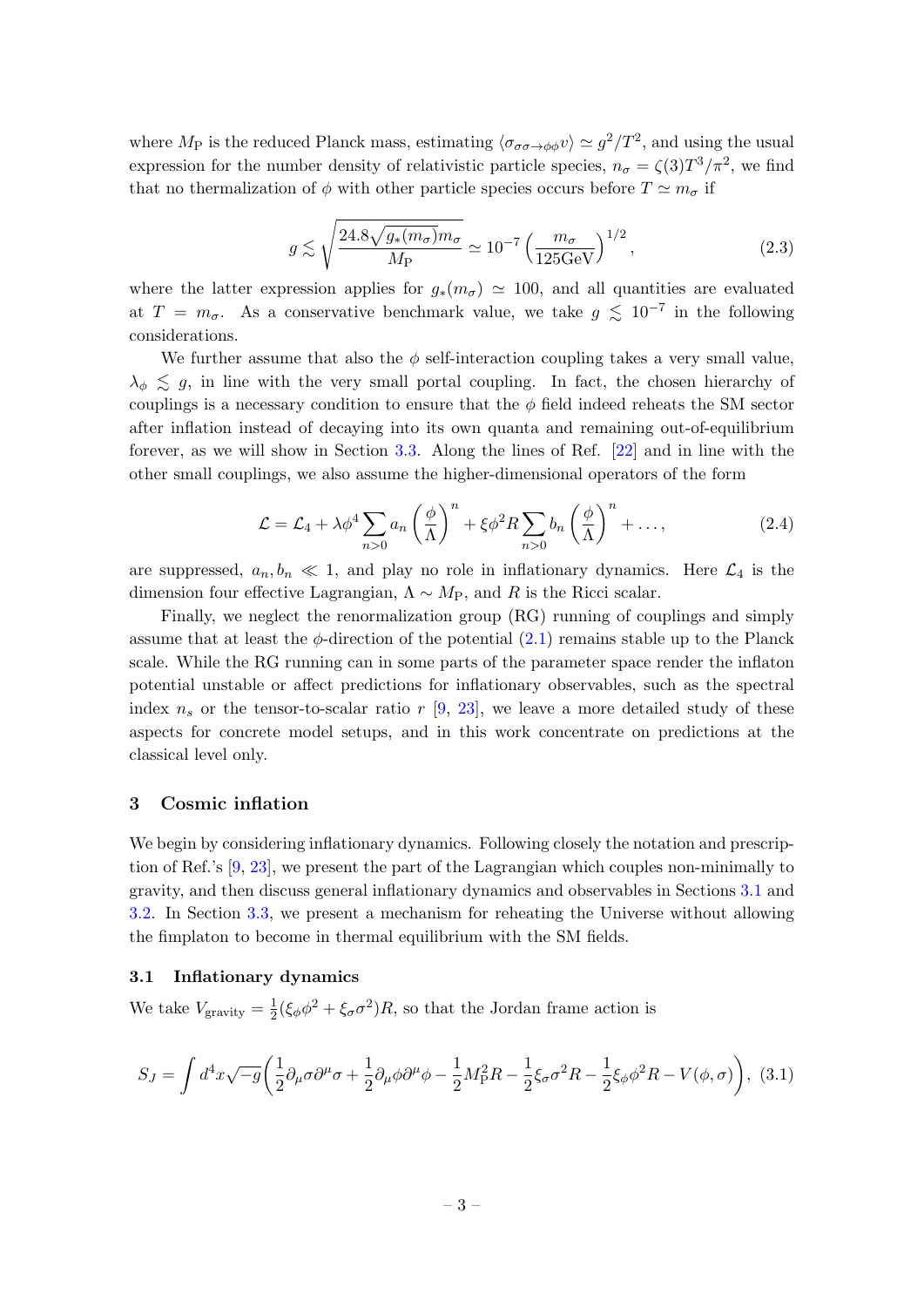where $M_{\rm P}$ is the reduced Planck mass, estimating $\langle \sigma_{\sigma\sigma\to\phi\phi}v\rangle \simeq g^2/T^2$, and using the usual expression for the number density of relativistic particle species, $n_\sigma = \zeta(3)T^3/\pi^2$, we find that no thermalization of $\phi$ with other particle species occurs before $T \simeq m_\sigma$ if

$$g \lesssim \sqrt{\frac{24.8\sqrt{g_*(m_\sigma)}m_\sigma}{M_{\rm P}}} \simeq 10^{-7}\left(\frac{m_\sigma}{125{\rm GeV}}\right)^{1/2}, \tag{2.3}$$

where the latter expression applies for $g_*(m_\sigma) \simeq 100$, and all quantities are evaluated at $T = m_\sigma$. As a conservative benchmark value, we take $g \lesssim 10^{-7}$ in the following considerations.

We further assume that also the $\phi$ self-interaction coupling takes a very small value, $\lambda_\phi \lesssim g$, in line with the very small portal coupling. In fact, the chosen hierarchy of couplings is a necessary condition to ensure that the $\phi$ field indeed reheats the SM sector after inflation instead of decaying into its own quanta and remaining out-of-equilibrium forever, as we will show in Section 3.3. Along the lines of Ref. [22] and in line with the other small couplings, we also assume the higher-dimensional operators of the form

$$\mathcal{L} = \mathcal{L}_4 + \lambda\phi^4\sum_{n>0}a_n\left(\frac{\phi}{\Lambda}\right)^n + \xi\phi^2 R\sum_{n>0}b_n\left(\frac{\phi}{\Lambda}\right)^n + \ldots, \tag{2.4}$$

are suppressed, $a_n, b_n \ll 1$, and play no role in inflationary dynamics. Here $\mathcal{L}_4$ is the dimension four effective Lagrangian, $\Lambda \sim M_{\rm P}$, and $R$ is the Ricci scalar.

Finally, we neglect the renormalization group (RG) running of couplings and simply assume that at least the $\phi$-direction of the potential (2.1) remains stable up to the Planck scale. While the RG running can in some parts of the parameter space render the inflaton potential unstable or affect predictions for inflationary observables, such as the spectral index $n_s$ or the tensor-to-scalar ratio $r$ [9, 23], we leave a more detailed study of these aspects for concrete model setups, and in this work concentrate on predictions at the classical level only.

## 3 Cosmic inflation

We begin by considering inflationary dynamics. Following closely the notation and prescription of Ref.'s [9, 23], we present the part of the Lagrangian which couples non-minimally to gravity, and then discuss general inflationary dynamics and observables in Sections 3.1 and 3.2. In Section 3.3, we present a mechanism for reheating the Universe without allowing the fimplaton to become in thermal equilibrium with the SM fields.

### 3.1 Inflationary dynamics

We take $V_{\rm gravity} = \frac{1}{2}(\xi_\phi\phi^2 + \xi_\sigma\sigma^2)R$, so that the Jordan frame action is

$$S_J = \int d^4x\sqrt{-g}\left(\frac{1}{2}\partial_\mu\sigma\partial^\mu\sigma + \frac{1}{2}\partial_\mu\phi\partial^\mu\phi - \frac{1}{2}M_{\rm P}^2R - \frac{1}{2}\xi_\sigma\sigma^2R - \frac{1}{2}\xi_\phi\phi^2R - V(\phi,\sigma)\right), \tag{3.1}$$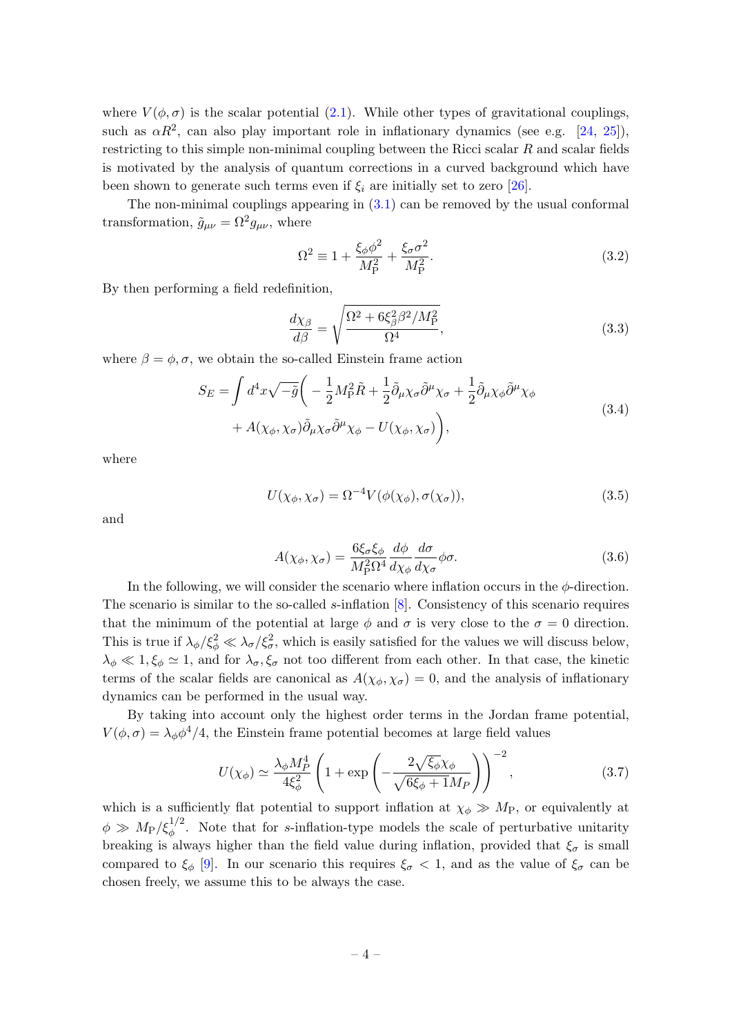where $V(\phi, \sigma)$ is the scalar potential (2.1). While other types of gravitational couplings, such as $\alpha R^2$, can also play important role in inflationary dynamics (see e.g. [24, 25]), restricting to this simple non-minimal coupling between the Ricci scalar $R$ and scalar fields is motivated by the analysis of quantum corrections in a curved background which have been shown to generate such terms even if $\xi_i$ are initially set to zero [26].

The non-minimal couplings appearing in (3.1) can be removed by the usual conformal transformation, $\tilde{g}_{\mu\nu} = \Omega^2 g_{\mu\nu}$, where

$$\Omega^2 \equiv 1 + \frac{\xi_\phi \phi^2}{M_{\rm P}^2} + \frac{\xi_\sigma \sigma^2}{M_{\rm P}^2}. \tag{3.2}$$

By then performing a field redefinition,

$$\frac{d\chi_\beta}{d\beta} = \sqrt{\frac{\Omega^2 + 6\xi_\beta^2 \beta^2/M_{\rm P}^2}{\Omega^4}}, \tag{3.3}$$

where $\beta = \phi, \sigma$, we obtain the so-called Einstein frame action

$$\begin{aligned} S_E = \int d^4x \sqrt{-\tilde{g}} \bigg( &-\frac{1}{2} M_{\rm P}^2 \tilde{R} + \frac{1}{2} \tilde{\partial}_\mu \chi_\sigma \tilde{\partial}^\mu \chi_\sigma + \frac{1}{2} \tilde{\partial}_\mu \chi_\phi \tilde{\partial}^\mu \chi_\phi \\ &+ A(\chi_\phi, \chi_\sigma) \tilde{\partial}_\mu \chi_\sigma \tilde{\partial}^\mu \chi_\phi - U(\chi_\phi, \chi_\sigma) \bigg), \end{aligned} \tag{3.4}$$

where

$$U(\chi_\phi, \chi_\sigma) = \Omega^{-4} V(\phi(\chi_\phi), \sigma(\chi_\sigma)), \tag{3.5}$$

and

$$A(\chi_\phi, \chi_\sigma) = \frac{6\xi_\sigma \xi_\phi}{M_{\rm P}^2 \Omega^4} \frac{d\phi}{d\chi_\phi} \frac{d\sigma}{d\chi_\sigma} \phi \sigma. \tag{3.6}$$

In the following, we will consider the scenario where inflation occurs in the $\phi$-direction. The scenario is similar to the so-called $s$-inflation [8]. Consistency of this scenario requires that the minimum of the potential at large $\phi$ and $\sigma$ is very close to the $\sigma = 0$ direction. This is true if $\lambda_\phi/\xi_\phi^2 \ll \lambda_\sigma/\xi_\sigma^2$, which is easily satisfied for the values we will discuss below, $\lambda_\phi \ll 1, \xi_\phi \simeq 1$, and for $\lambda_\sigma, \xi_\sigma$ not too different from each other. In that case, the kinetic terms of the scalar fields are canonical as $A(\chi_\phi, \chi_\sigma) = 0$, and the analysis of inflationary dynamics can be performed in the usual way.

By taking into account only the highest order terms in the Jordan frame potential, $V(\phi, \sigma) = \lambda_\phi \phi^4/4$, the Einstein frame potential becomes at large field values

$$U(\chi_\phi) \simeq \frac{\lambda_\phi M_P^4}{4\xi_\phi^2} \left( 1 + \exp\left( -\frac{2\sqrt{\xi_\phi}\chi_\phi}{\sqrt{6\xi_\phi + 1} M_P} \right) \right)^{-2}, \tag{3.7}$$

which is a sufficiently flat potential to support inflation at $\chi_\phi \gg M_{\rm P}$, or equivalently at $\phi \gg M_{\rm P}/\xi_\phi^{1/2}$. Note that for $s$-inflation-type models the scale of perturbative unitarity breaking is always higher than the field value during inflation, provided that $\xi_\sigma$ is small compared to $\xi_\phi$ [9]. In our scenario this requires $\xi_\sigma < 1$, and as the value of $\xi_\sigma$ can be chosen freely, we assume this to be always the case.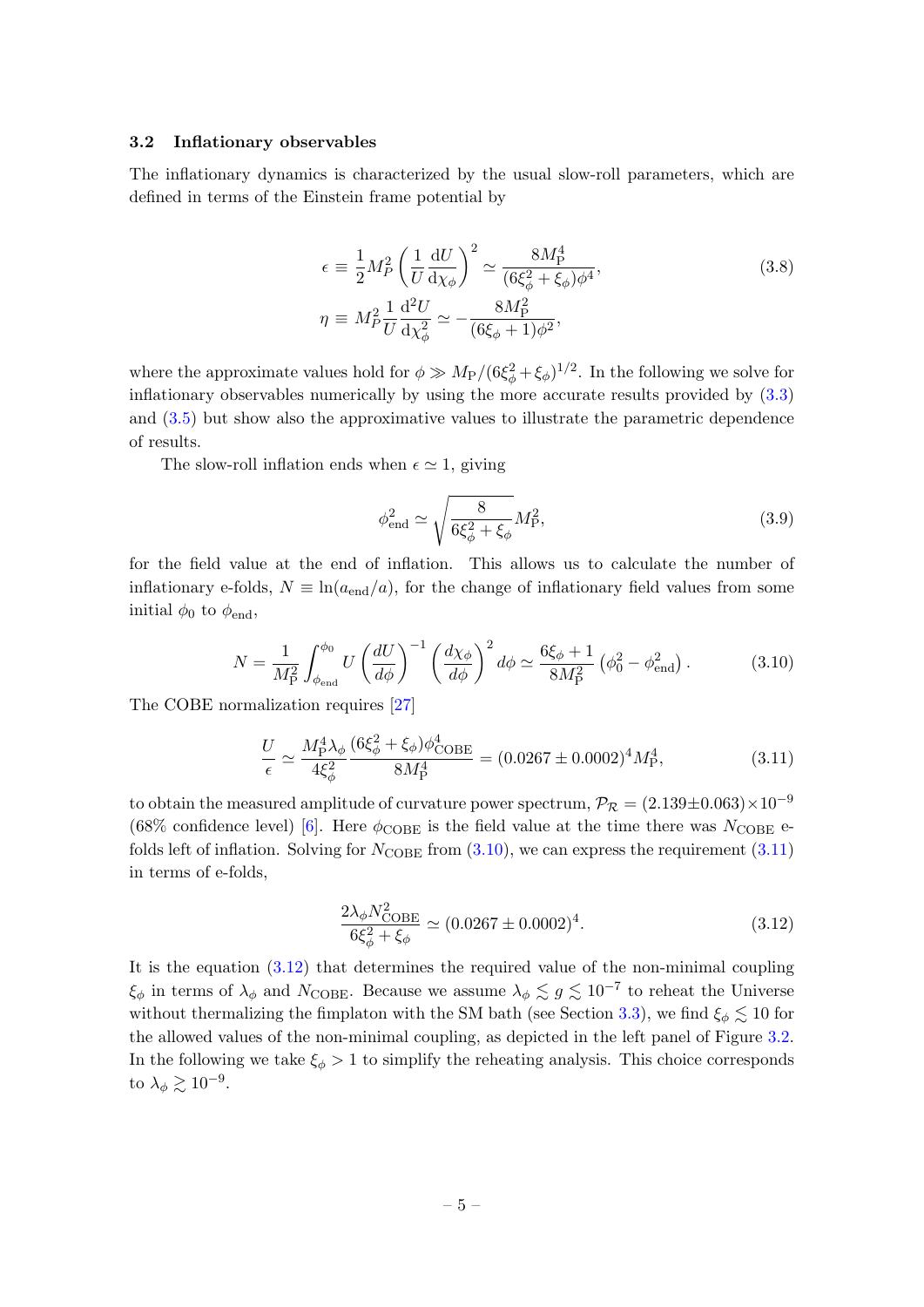### 3.2 Inflationary observables

The inflationary dynamics is characterized by the usual slow-roll parameters, which are defined in terms of the Einstein frame potential by

$$
\begin{aligned}
\epsilon &\equiv \frac{1}{2}M_P^2\left(\frac{1}{U}\frac{\mathrm{d}U}{\mathrm{d}\chi_\phi}\right)^2 \simeq \frac{8M_\mathrm{P}^4}{(6\xi_\phi^2+\xi_\phi)\phi^4}, \\
\eta &\equiv M_P^2\frac{1}{U}\frac{\mathrm{d}^2U}{\mathrm{d}\chi_\phi^2} \simeq -\frac{8M_\mathrm{P}^2}{(6\xi_\phi+1)\phi^2},
\end{aligned}
\tag{3.8}
$$

where the approximate values hold for $\phi \gg M_\mathrm{P}/(6\xi_\phi^2+\xi_\phi)^{1/2}$. In the following we solve for inflationary observables numerically by using the more accurate results provided by (3.3) and (3.5) but show also the approximative values to illustrate the parametric dependence of results.

The slow-roll inflation ends when $\epsilon \simeq 1$, giving

$$
\phi_\mathrm{end}^2 \simeq \sqrt{\frac{8}{6\xi_\phi^2+\xi_\phi}}M_\mathrm{P}^2,
\tag{3.9}
$$

for the field value at the end of inflation. This allows us to calculate the number of inflationary e-folds, $N \equiv \ln(a_\mathrm{end}/a)$, for the change of inflationary field values from some initial $\phi_0$ to $\phi_\mathrm{end}$,

$$
N = \frac{1}{M_\mathrm{P}^2}\int_{\phi_\mathrm{end}}^{\phi_0} U\left(\frac{dU}{d\phi}\right)^{-1}\left(\frac{d\chi_\phi}{d\phi}\right)^2 d\phi \simeq \frac{6\xi_\phi+1}{8M_\mathrm{P}^2}\left(\phi_0^2-\phi_\mathrm{end}^2\right).
\tag{3.10}
$$

The COBE normalization requires [27]

$$
\frac{U}{\epsilon} \simeq \frac{M_\mathrm{P}^4\lambda_\phi}{4\xi_\phi^2}\frac{(6\xi_\phi^2+\xi_\phi)\phi_\mathrm{COBE}^4}{8M_\mathrm{P}^4} = (0.0267\pm 0.0002)^4 M_\mathrm{P}^4,
\tag{3.11}
$$

to obtain the measured amplitude of curvature power spectrum, $\mathcal{P}_\mathcal{R} = (2.139\pm0.063)\times10^{-9}$ (68% confidence level) [6]. Here $\phi_\mathrm{COBE}$ is the field value at the time there was $N_\mathrm{COBE}$ e-folds left of inflation. Solving for $N_\mathrm{COBE}$ from (3.10), we can express the requirement (3.11) in terms of e-folds,

$$
\frac{2\lambda_\phi N_\mathrm{COBE}^2}{6\xi_\phi^2+\xi_\phi} \simeq (0.0267\pm0.0002)^4.
\tag{3.12}
$$

It is the equation (3.12) that determines the required value of the non-minimal coupling $\xi_\phi$ in terms of $\lambda_\phi$ and $N_\mathrm{COBE}$. Because we assume $\lambda_\phi \lesssim g \lesssim 10^{-7}$ to reheat the Universe without thermalizing the fimplaton with the SM bath (see Section 3.3), we find $\xi_\phi \lesssim 10$ for the allowed values of the non-minimal coupling, as depicted in the left panel of Figure 3.2. In the following we take $\xi_\phi > 1$ to simplify the reheating analysis. This choice corresponds to $\lambda_\phi \gtrsim 10^{-9}$.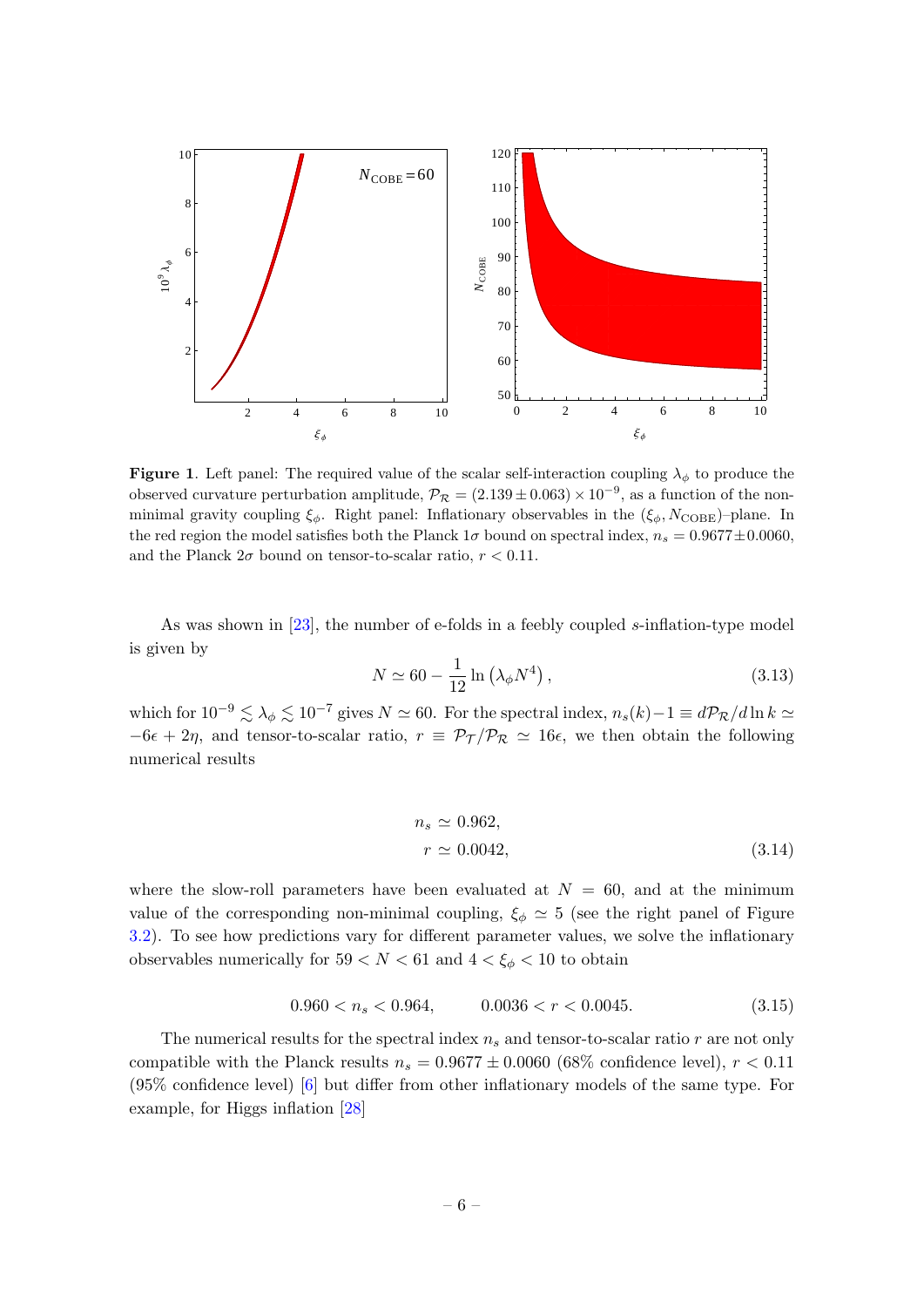**Figure 1**. Left panel: The required value of the scalar self-interaction coupling $\lambda_\phi$ to produce the observed curvature perturbation amplitude, $\mathcal{P}_\mathcal{R} = (2.139 \pm 0.063) \times 10^{-9}$, as a function of the non-minimal gravity coupling $\xi_\phi$. Right panel: Inflationary observables in the $(\xi_\phi, N_{\rm COBE})$–plane. In the red region the model satisfies both the Planck $1\sigma$ bound on spectral index, $n_s = 0.9677 \pm 0.0060$, and the Planck $2\sigma$ bound on tensor-to-scalar ratio, $r < 0.11$.

As was shown in [23], the number of e-folds in a feebly coupled $s$-inflation-type model is given by

$$N \simeq 60 - \frac{1}{12} \ln\left(\lambda_\phi N^4\right), \tag{3.13}$$

which for $10^{-9} \lesssim \lambda_\phi \lesssim 10^{-7}$ gives $N \simeq 60$. For the spectral index, $n_s(k) - 1 \equiv d\mathcal{P}_\mathcal{R}/d\ln k \simeq -6\epsilon + 2\eta$, and tensor-to-scalar ratio, $r \equiv \mathcal{P}_\mathcal{T}/\mathcal{P}_\mathcal{R} \simeq 16\epsilon$, we then obtain the following numerical results

$$\begin{aligned} n_s &\simeq 0.962, \\ r &\simeq 0.0042, \end{aligned} \tag{3.14}$$

where the slow-roll parameters have been evaluated at $N = 60$, and at the minimum value of the corresponding non-minimal coupling, $\xi_\phi \simeq 5$ (see the right panel of Figure 3.2). To see how predictions vary for different parameter values, we solve the inflationary observables numerically for $59 < N < 61$ and $4 < \xi_\phi < 10$ to obtain

$$0.960 < n_s < 0.964, \qquad 0.0036 < r < 0.0045. \tag{3.15}$$

The numerical results for the spectral index $n_s$ and tensor-to-scalar ratio $r$ are not only compatible with the Planck results $n_s = 0.9677 \pm 0.0060$ (68% confidence level), $r < 0.11$ (95% confidence level) [6] but differ from other inflationary models of the same type. For example, for Higgs inflation [28]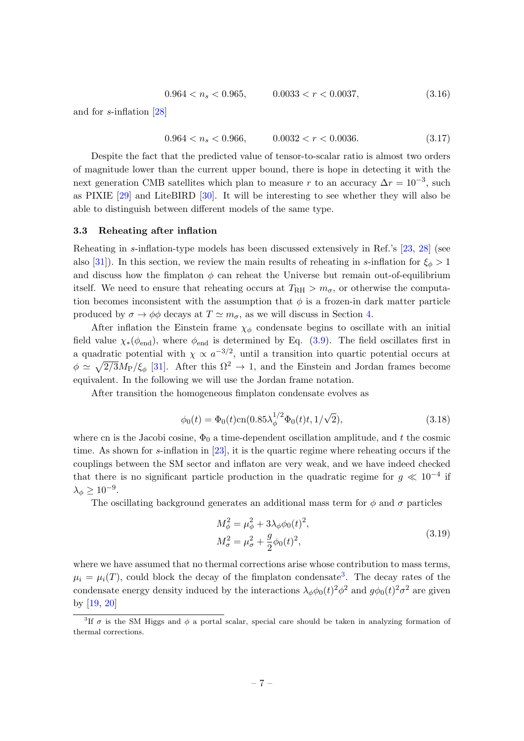$$0.964 < n_s < 0.965, \qquad 0.0033 < r < 0.0037, \tag{3.16}$$

and for $s$-inflation [28]

$$0.964 < n_s < 0.966, \qquad 0.0032 < r < 0.0036. \tag{3.17}$$

Despite the fact that the predicted value of tensor-to-scalar ratio is almost two orders of magnitude lower than the current upper bound, there is hope in detecting it with the next generation CMB satellites which plan to measure $r$ to an accuracy $\Delta r = 10^{-3}$, such as PIXIE [29] and LiteBIRD [30]. It will be interesting to see whether they will also be able to distinguish between different models of the same type.

### 3.3 Reheating after inflation

Reheating in $s$-inflation-type models has been discussed extensively in Ref.'s [23, 28] (see also [31]). In this section, we review the main results of reheating in $s$-inflation for $\xi_\phi > 1$ and discuss how the fimplaton $\phi$ can reheat the Universe but remain out-of-equilibrium itself. We need to ensure that reheating occurs at $T_{\rm RH} > m_\sigma$, or otherwise the computation becomes inconsistent with the assumption that $\phi$ is a frozen-in dark matter particle produced by $\sigma \to \phi\phi$ decays at $T \simeq m_\sigma$, as we will discuss in Section 4.

After inflation the Einstein frame $\chi_\phi$ condensate begins to oscillate with an initial field value $\chi_*(\phi_{\rm end})$, where $\phi_{\rm end}$ is determined by Eq. (3.9). The field oscillates first in a quadratic potential with $\chi \propto a^{-3/2}$, until a transition into quartic potential occurs at $\phi \simeq \sqrt{2/3}M_{\rm P}/\xi_\phi$ [31]. After this $\Omega^2 \to 1$, and the Einstein and Jordan frames become equivalent. In the following we will use the Jordan frame notation.

After transition the homogeneous fimplaton condensate evolves as

$$\phi_0(t) = \Phi_0(t){\rm cn}(0.85\lambda_\phi^{1/2}\Phi_0(t)t, 1/\sqrt{2}), \tag{3.18}$$

where cn is the Jacobi cosine, $\Phi_0$ a time-dependent oscillation amplitude, and $t$ the cosmic time. As shown for $s$-inflation in [23], it is the quartic regime where reheating occurs if the couplings between the SM sector and inflaton are very weak, and we have indeed checked that there is no significant particle production in the quadratic regime for $g \ll 10^{-4}$ if $\lambda_\phi \geq 10^{-9}$.

The oscillating background generates an additional mass term for $\phi$ and $\sigma$ particles

$$\begin{aligned} M_\phi^2 &= \mu_\phi^2 + 3\lambda_\phi\phi_0(t)^2, \\ M_\sigma^2 &= \mu_\sigma^2 + \frac{g}{2}\phi_0(t)^2, \end{aligned} \tag{3.19}$$

where we have assumed that no thermal corrections arise whose contribution to mass terms, $\mu_i = \mu_i(T)$, could block the decay of the fimplaton condensate[3]. The decay rates of the condensate energy density induced by the interactions $\lambda_\phi\phi_0(t)^2\phi^2$ and $g\phi_0(t)^2\sigma^2$ are given by [19, 20]

[3]If $\sigma$ is the SM Higgs and $\phi$ a portal scalar, special care should be taken in analyzing formation of thermal corrections.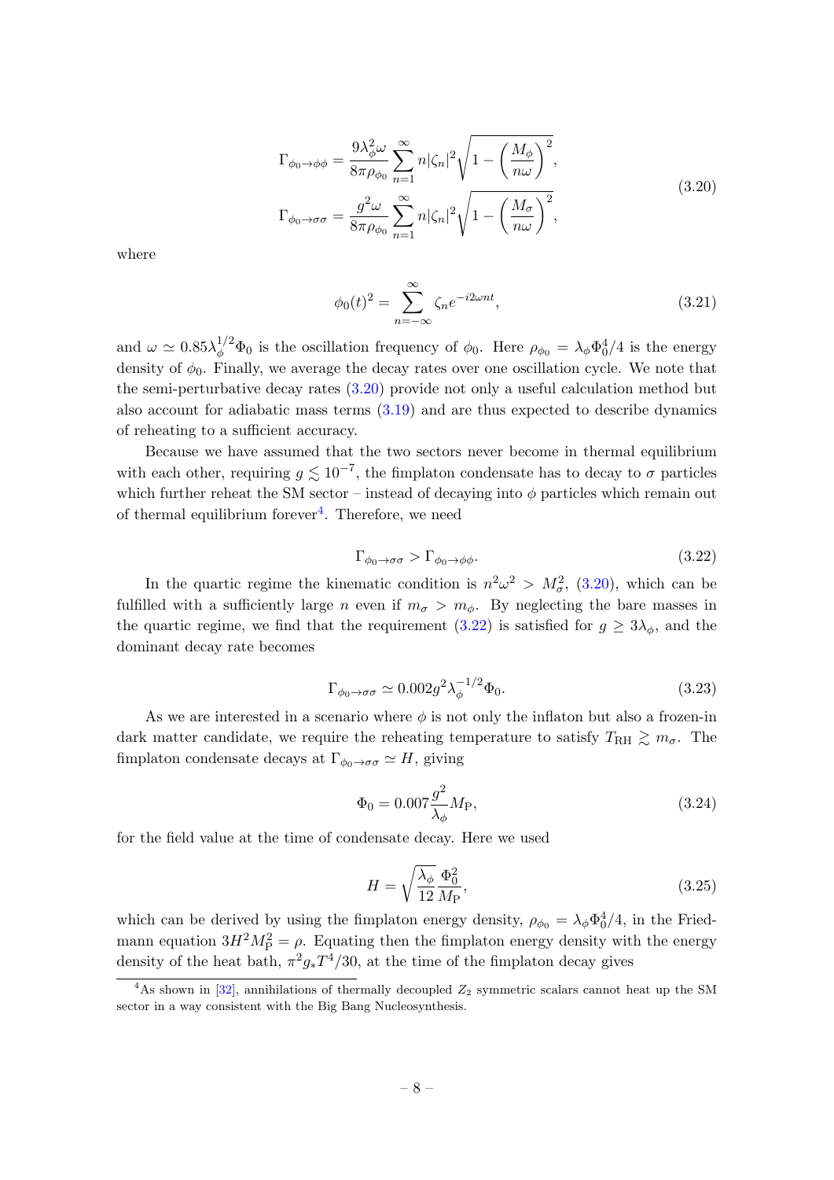$$
\begin{aligned}
\Gamma_{\phi_0\to\phi\phi} &= \frac{9\lambda_\phi^2\omega}{8\pi\rho_{\phi_0}}\sum_{n=1}^{\infty} n|\zeta_n|^2\sqrt{1-\left(\frac{M_\phi}{n\omega}\right)^2}, \\
\Gamma_{\phi_0\to\sigma\sigma} &= \frac{g^2\omega}{8\pi\rho_{\phi_0}}\sum_{n=1}^{\infty} n|\zeta_n|^2\sqrt{1-\left(\frac{M_\sigma}{n\omega}\right)^2},
\end{aligned}
\tag{3.20}
$$

where

$$
\phi_0(t)^2 = \sum_{n=-\infty}^{\infty} \zeta_n e^{-i2\omega n t}, \tag{3.21}
$$

and $\omega \simeq 0.85\lambda_\phi^{1/2}\Phi_0$ is the oscillation frequency of $\phi_0$. Here $\rho_{\phi_0} = \lambda_\phi\Phi_0^4/4$ is the energy density of $\phi_0$. Finally, we average the decay rates over one oscillation cycle. We note that the semi-perturbative decay rates (3.20) provide not only a useful calculation method but also account for adiabatic mass terms (3.19) and are thus expected to describe dynamics of reheating to a sufficient accuracy.

Because we have assumed that the two sectors never become in thermal equilibrium with each other, requiring $g \lesssim 10^{-7}$, the fimplaton condensate has to decay to $\sigma$ particles which further reheat the SM sector – instead of decaying into $\phi$ particles which remain out of thermal equilibrium forever[4]. Therefore, we need

$$
\Gamma_{\phi_0\to\sigma\sigma} > \Gamma_{\phi_0\to\phi\phi}. \tag{3.22}
$$

In the quartic regime the kinematic condition is $n^2\omega^2 > M_\sigma^2$, (3.20), which can be fulfilled with a sufficiently large $n$ even if $m_\sigma > m_\phi$. By neglecting the bare masses in the quartic regime, we find that the requirement (3.22) is satisfied for $g \geq 3\lambda_\phi$, and the dominant decay rate becomes

$$
\Gamma_{\phi_0\to\sigma\sigma} \simeq 0.002 g^2\lambda_\phi^{-1/2}\Phi_0. \tag{3.23}
$$

As we are interested in a scenario where $\phi$ is not only the inflaton but also a frozen-in dark matter candidate, we require the reheating temperature to satisfy $T_{\rm RH} \gtrsim m_\sigma$. The fimplaton condensate decays at $\Gamma_{\phi_0\to\sigma\sigma} \simeq H$, giving

$$
\Phi_0 = 0.007\frac{g^2}{\lambda_\phi}M_{\rm P}, \tag{3.24}
$$

for the field value at the time of condensate decay. Here we used

$$
H = \sqrt{\frac{\lambda_\phi}{12}}\frac{\Phi_0^2}{M_{\rm P}}, \tag{3.25}
$$

which can be derived by using the fimplaton energy density, $\rho_{\phi_0} = \lambda_\phi\Phi_0^4/4$, in the Friedmann equation $3H^2M_{\rm P}^2 = \rho$. Equating then the fimplaton energy density with the energy density of the heat bath, $\pi^2 g_* T^4/30$, at the time of the fimplaton decay gives

[4] As shown in [32], annihilations of thermally decoupled $Z_2$ symmetric scalars cannot heat up the SM sector in a way consistent with the Big Bang Nucleosynthesis.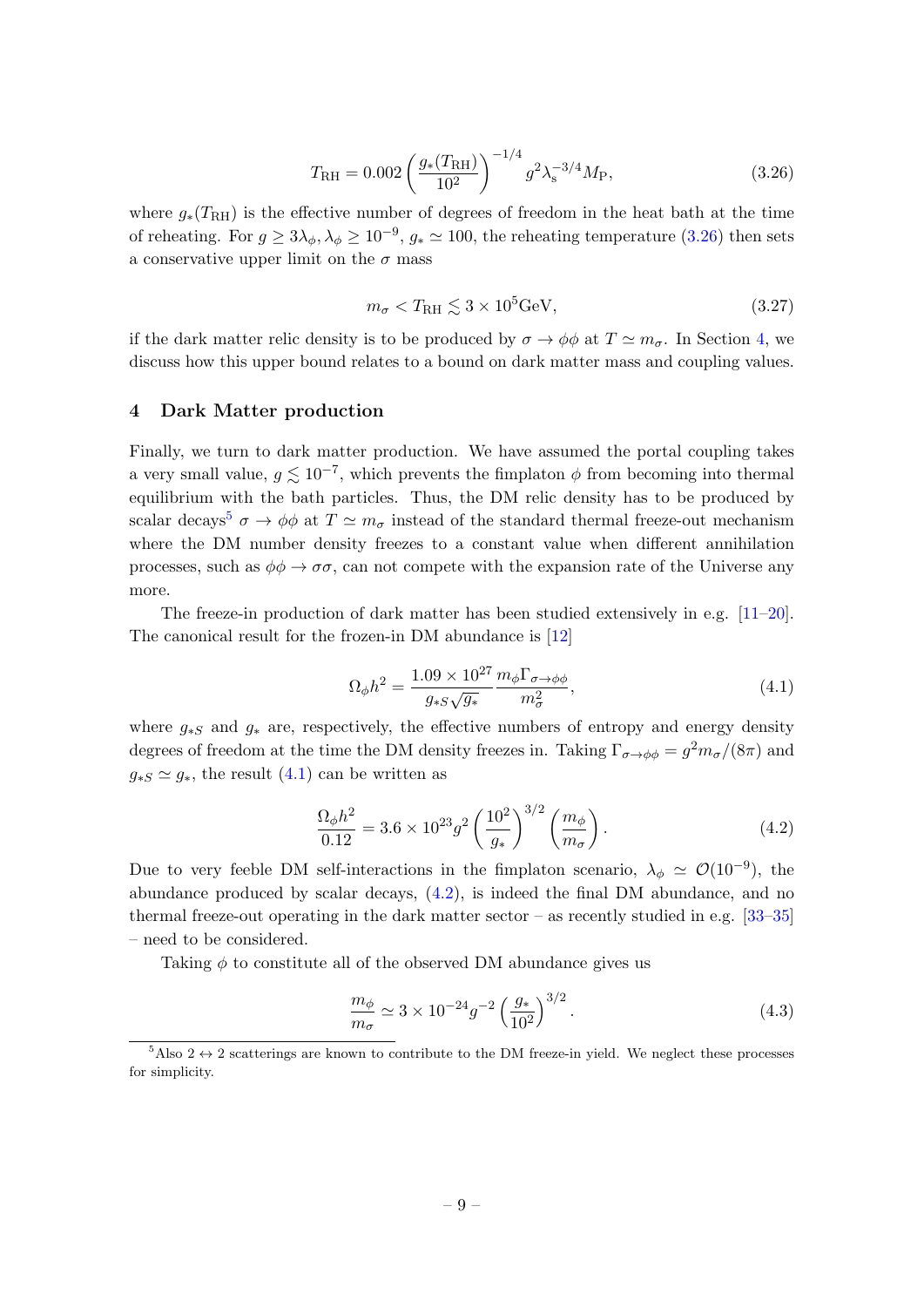$$T_{\rm RH} = 0.002 \left(\frac{g_*(T_{\rm RH})}{10^2}\right)^{-1/4} g^2 \lambda_{\rm s}^{-3/4} M_{\rm P}, \tag{3.26}$$

where $g_*(T_{\rm RH})$ is the effective number of degrees of freedom in the heat bath at the time of reheating. For $g \geq 3\lambda_\phi, \lambda_\phi \geq 10^{-9}$, $g_* \simeq 100$, the reheating temperature (3.26) then sets a conservative upper limit on the $\sigma$ mass

$$m_\sigma < T_{\rm RH} \lesssim 3 \times 10^5 {\rm GeV}, \tag{3.27}$$

if the dark matter relic density is to be produced by $\sigma \to \phi\phi$ at $T \simeq m_\sigma$. In Section 4, we discuss how this upper bound relates to a bound on dark matter mass and coupling values.

## 4 Dark Matter production

Finally, we turn to dark matter production. We have assumed the portal coupling takes a very small value, $g \lesssim 10^{-7}$, which prevents the fimplaton $\phi$ from becoming into thermal equilibrium with the bath particles. Thus, the DM relic density has to be produced by scalar decays[5] $\sigma \to \phi\phi$ at $T \simeq m_\sigma$ instead of the standard thermal freeze-out mechanism where the DM number density freezes to a constant value when different annihilation processes, such as $\phi\phi \to \sigma\sigma$, can not compete with the expansion rate of the Universe any more.

The freeze-in production of dark matter has been studied extensively in e.g. [11–20]. The canonical result for the frozen-in DM abundance is [12]

$$\Omega_\phi h^2 = \frac{1.09 \times 10^{27}}{g_{*S}\sqrt{g_*}} \frac{m_\phi \Gamma_{\sigma\to\phi\phi}}{m_\sigma^2}, \tag{4.1}$$

where $g_{*S}$ and $g_*$ are, respectively, the effective numbers of entropy and energy density degrees of freedom at the time the DM density freezes in. Taking $\Gamma_{\sigma\to\phi\phi} = g^2 m_\sigma/(8\pi)$ and $g_{*S} \simeq g_*$, the result (4.1) can be written as

$$\frac{\Omega_\phi h^2}{0.12} = 3.6 \times 10^{23} g^2 \left(\frac{10^2}{g_*}\right)^{3/2} \left(\frac{m_\phi}{m_\sigma}\right). \tag{4.2}$$

Due to very feeble DM self-interactions in the fimplaton scenario, $\lambda_\phi \simeq \mathcal{O}(10^{-9})$, the abundance produced by scalar decays, (4.2), is indeed the final DM abundance, and no thermal freeze-out operating in the dark matter sector – as recently studied in e.g. [33–35] – need to be considered.

Taking $\phi$ to constitute all of the observed DM abundance gives us

$$\frac{m_\phi}{m_\sigma} \simeq 3 \times 10^{-24} g^{-2} \left(\frac{g_*}{10^2}\right)^{3/2}. \tag{4.3}$$

[5] Also $2 \leftrightarrow 2$ scatterings are known to contribute to the DM freeze-in yield. We neglect these processes for simplicity.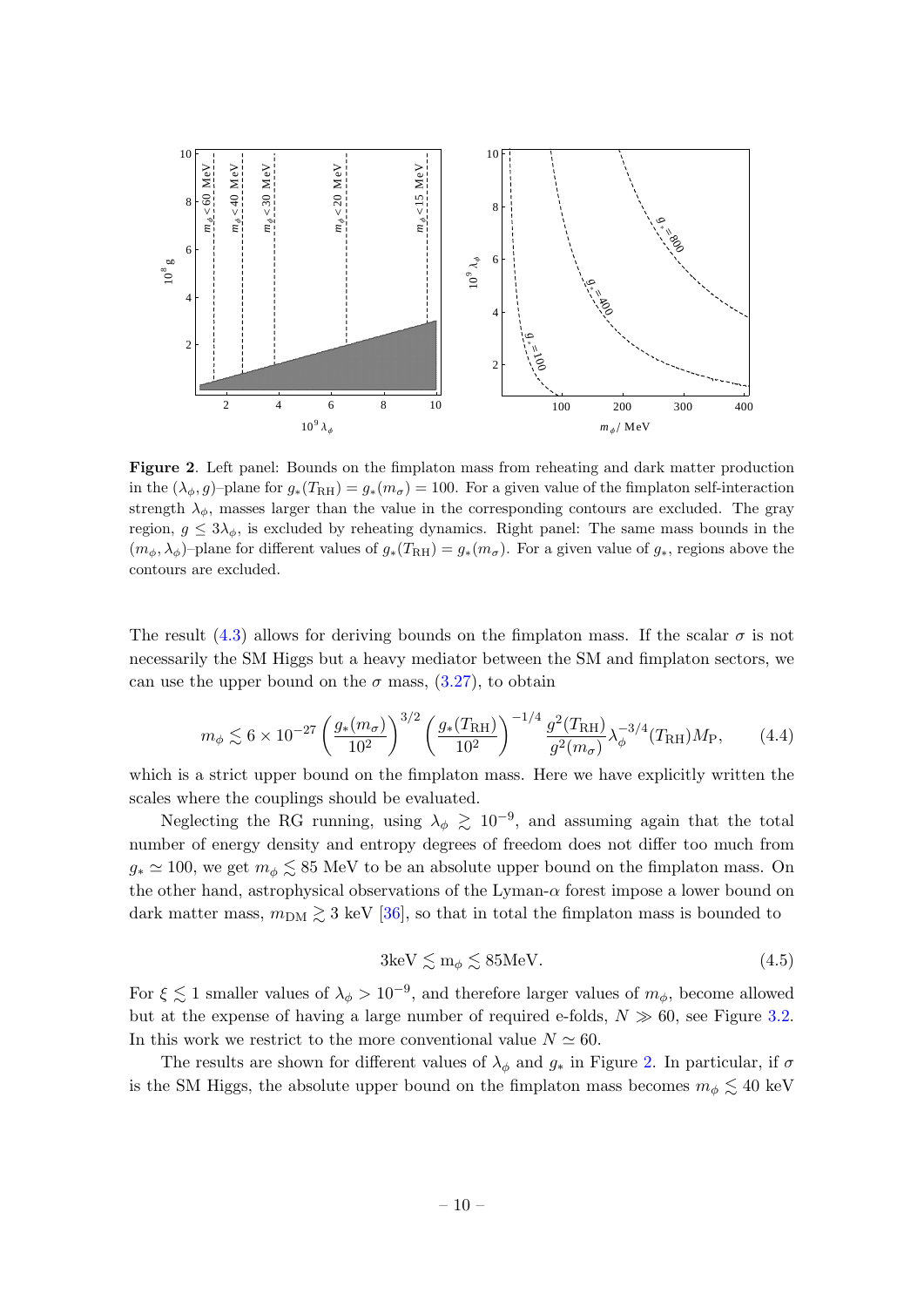**Figure 2**. Left panel: Bounds on the fimplaton mass from reheating and dark matter production in the $(\lambda_\phi, g)$–plane for $g_*(T_{\rm RH}) = g_*(m_\sigma) = 100$. For a given value of the fimplaton self-interaction strength $\lambda_\phi$, masses larger than the value in the corresponding contours are excluded. The gray region, $g \leq 3\lambda_\phi$, is excluded by reheating dynamics. Right panel: The same mass bounds in the $(m_\phi, \lambda_\phi)$–plane for different values of $g_*(T_{\rm RH}) = g_*(m_\sigma)$. For a given value of $g_*$, regions above the contours are excluded.

The result (4.3) allows for deriving bounds on the fimplaton mass. If the scalar $\sigma$ is not necessarily the SM Higgs but a heavy mediator between the SM and fimplaton sectors, we can use the upper bound on the $\sigma$ mass, (3.27), to obtain

$$m_\phi \lesssim 6 \times 10^{-27} \left(\frac{g_*(m_\sigma)}{10^2}\right)^{3/2} \left(\frac{g_*(T_{\rm RH})}{10^2}\right)^{-1/4} \frac{g^2(T_{\rm RH})}{g^2(m_\sigma)} \lambda_\phi^{-3/4}(T_{\rm RH}) M_{\rm P}, \tag{4.4}$$

which is a strict upper bound on the fimplaton mass. Here we have explicitly written the scales where the couplings should be evaluated.

Neglecting the RG running, using $\lambda_\phi \gtrsim 10^{-9}$, and assuming again that the total number of energy density and entropy degrees of freedom does not differ too much from $g_* \simeq 100$, we get $m_\phi \lesssim 85$ MeV to be an absolute upper bound on the fimplaton mass. On the other hand, astrophysical observations of the Lyman-$\alpha$ forest impose a lower bound on dark matter mass, $m_{\rm DM} \gtrsim 3$ keV [36], so that in total the fimplaton mass is bounded to

$$3{\rm keV} \lesssim {\rm m}_\phi \lesssim 85{\rm MeV}. \tag{4.5}$$

For $\xi \lesssim 1$ smaller values of $\lambda_\phi > 10^{-9}$, and therefore larger values of $m_\phi$, become allowed but at the expense of having a large number of required e-folds, $N \gg 60$, see Figure 3.2. In this work we restrict to the more conventional value $N \simeq 60$.

The results are shown for different values of $\lambda_\phi$ and $g_*$ in Figure 2. In particular, if $\sigma$ is the SM Higgs, the absolute upper bound on the fimplaton mass becomes $m_\phi \lesssim 40$ keV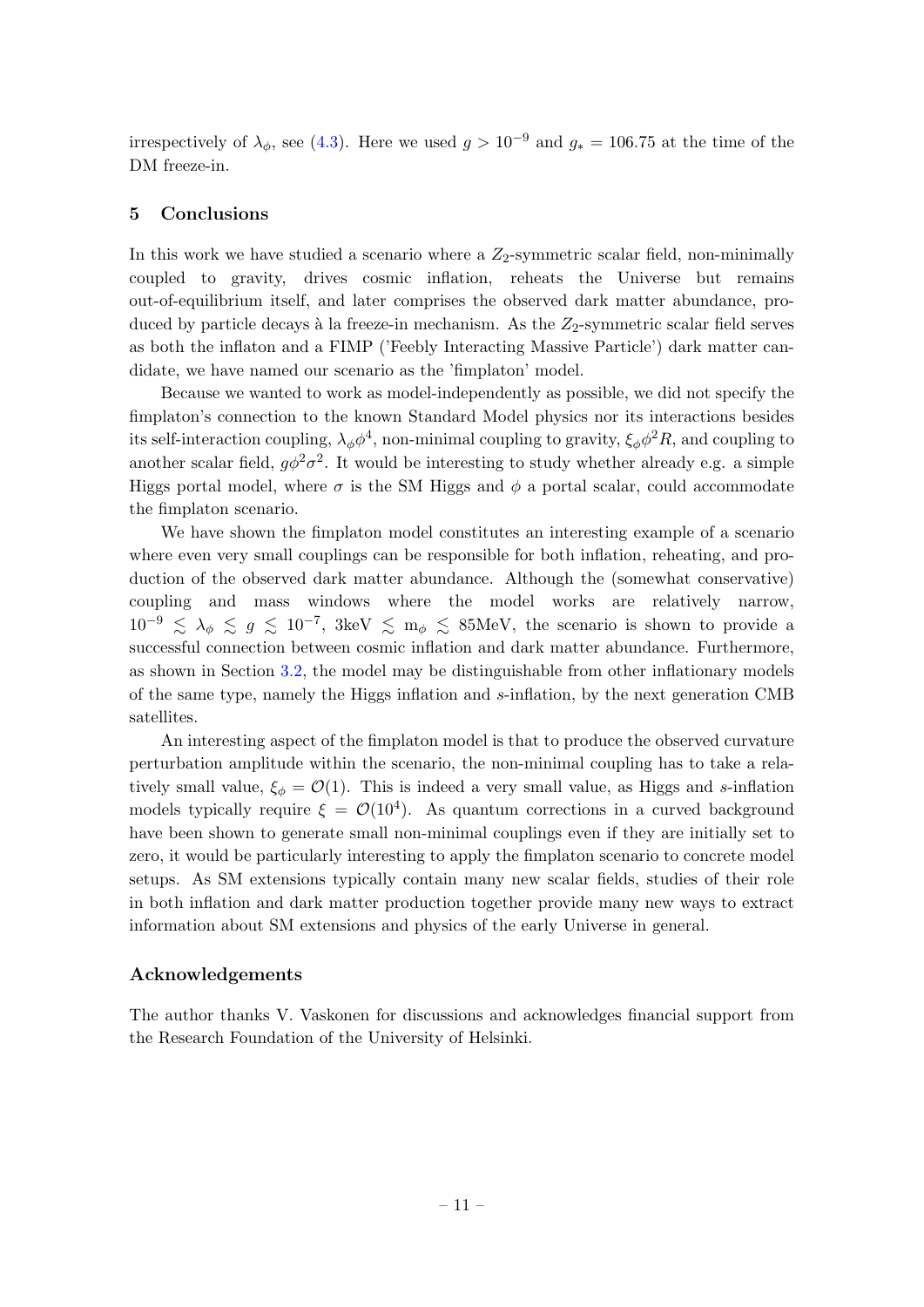irrespectively of $\lambda_\phi$, see (4.3). Here we used $g > 10^{-9}$ and $g_* = 106.75$ at the time of the DM freeze-in.

## 5 Conclusions

In this work we have studied a scenario where a $Z_2$-symmetric scalar field, non-minimally coupled to gravity, drives cosmic inflation, reheats the Universe but remains out-of-equilibrium itself, and later comprises the observed dark matter abundance, produced by particle decays à la freeze-in mechanism. As the $Z_2$-symmetric scalar field serves as both the inflaton and a FIMP ('Feebly Interacting Massive Particle') dark matter candidate, we have named our scenario as the 'fimplaton' model.

Because we wanted to work as model-independently as possible, we did not specify the fimplaton's connection to the known Standard Model physics nor its interactions besides its self-interaction coupling, $\lambda_\phi \phi^4$, non-minimal coupling to gravity, $\xi_\phi \phi^2 R$, and coupling to another scalar field, $g\phi^2\sigma^2$. It would be interesting to study whether already e.g. a simple Higgs portal model, where $\sigma$ is the SM Higgs and $\phi$ a portal scalar, could accommodate the fimplaton scenario.

We have shown the fimplaton model constitutes an interesting example of a scenario where even very small couplings can be responsible for both inflation, reheating, and production of the observed dark matter abundance. Although the (somewhat conservative) coupling and mass windows where the model works are relatively narrow, $10^{-9} \lesssim \lambda_\phi \lesssim g \lesssim 10^{-7}$, $3\text{keV} \lesssim \text{m}_\phi \lesssim 85\text{MeV}$, the scenario is shown to provide a successful connection between cosmic inflation and dark matter abundance. Furthermore, as shown in Section 3.2, the model may be distinguishable from other inflationary models of the same type, namely the Higgs inflation and $s$-inflation, by the next generation CMB satellites.

An interesting aspect of the fimplaton model is that to produce the observed curvature perturbation amplitude within the scenario, the non-minimal coupling has to take a relatively small value, $\xi_\phi = \mathcal{O}(1)$. This is indeed a very small value, as Higgs and $s$-inflation models typically require $\xi = \mathcal{O}(10^4)$. As quantum corrections in a curved background have been shown to generate small non-minimal couplings even if they are initially set to zero, it would be particularly interesting to apply the fimplaton scenario to concrete model setups. As SM extensions typically contain many new scalar fields, studies of their role in both inflation and dark matter production together provide many new ways to extract information about SM extensions and physics of the early Universe in general.

## Acknowledgements

The author thanks V. Vaskonen for discussions and acknowledges financial support from the Research Foundation of the University of Helsinki.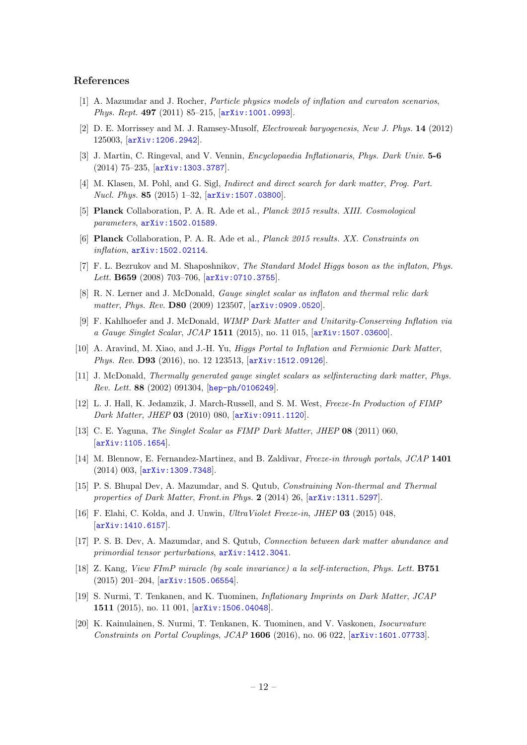## References

[1] A. Mazumdar and J. Rocher, *Particle physics models of inflation and curvaton scenarios*, *Phys. Rept.* **497** (2011) 85–215, [arXiv:1001.0993].

[2] D. E. Morrissey and M. J. Ramsey-Musolf, *Electroweak baryogenesis*, *New J. Phys.* **14** (2012) 125003, [arXiv:1206.2942].

[3] J. Martin, C. Ringeval, and V. Vennin, *Encyclopaedia Inflationaris*, *Phys. Dark Univ.* **5-6** (2014) 75–235, [arXiv:1303.3787].

[4] M. Klasen, M. Pohl, and G. Sigl, *Indirect and direct search for dark matter*, *Prog. Part. Nucl. Phys.* **85** (2015) 1–32, [arXiv:1507.03800].

[5] **Planck** Collaboration, P. A. R. Ade et al., *Planck 2015 results. XIII. Cosmological parameters*, arXiv:1502.01589.

[6] **Planck** Collaboration, P. A. R. Ade et al., *Planck 2015 results. XX. Constraints on inflation*, arXiv:1502.02114.

[7] F. L. Bezrukov and M. Shaposhnikov, *The Standard Model Higgs boson as the inflaton*, *Phys. Lett.* **B659** (2008) 703–706, [arXiv:0710.3755].

[8] R. N. Lerner and J. McDonald, *Gauge singlet scalar as inflaton and thermal relic dark matter*, *Phys. Rev.* **D80** (2009) 123507, [arXiv:0909.0520].

[9] F. Kahlhoefer and J. McDonald, *WIMP Dark Matter and Unitarity-Conserving Inflation via a Gauge Singlet Scalar*, *JCAP* **1511** (2015), no. 11 015, [arXiv:1507.03600].

[10] A. Aravind, M. Xiao, and J.-H. Yu, *Higgs Portal to Inflation and Fermionic Dark Matter*, *Phys. Rev.* **D93** (2016), no. 12 123513, [arXiv:1512.09126].

[11] J. McDonald, *Thermally generated gauge singlet scalars as selfinteracting dark matter*, *Phys. Rev. Lett.* **88** (2002) 091304, [hep-ph/0106249].

[12] L. J. Hall, K. Jedamzik, J. March-Russell, and S. M. West, *Freeze-In Production of FIMP Dark Matter*, *JHEP* **03** (2010) 080, [arXiv:0911.1120].

[13] C. E. Yaguna, *The Singlet Scalar as FIMP Dark Matter*, *JHEP* **08** (2011) 060, [arXiv:1105.1654].

[14] M. Blennow, E. Fernandez-Martinez, and B. Zaldivar, *Freeze-in through portals*, *JCAP* **1401** (2014) 003, [arXiv:1309.7348].

[15] P. S. Bhupal Dev, A. Mazumdar, and S. Qutub, *Constraining Non-thermal and Thermal properties of Dark Matter*, *Front.in Phys.* **2** (2014) 26, [arXiv:1311.5297].

[16] F. Elahi, C. Kolda, and J. Unwin, *UltraViolet Freeze-in*, *JHEP* **03** (2015) 048, [arXiv:1410.6157].

[17] P. S. B. Dev, A. Mazumdar, and S. Qutub, *Connection between dark matter abundance and primordial tensor perturbations*, arXiv:1412.3041.

[18] Z. Kang, *View FImP miracle (by scale invariance) a la self-interaction*, *Phys. Lett.* **B751** (2015) 201–204, [arXiv:1505.06554].

[19] S. Nurmi, T. Tenkanen, and K. Tuominen, *Inflationary Imprints on Dark Matter*, *JCAP* **1511** (2015), no. 11 001, [arXiv:1506.04048].

[20] K. Kainulainen, S. Nurmi, T. Tenkanen, K. Tuominen, and V. Vaskonen, *Isocurvature Constraints on Portal Couplings*, *JCAP* **1606** (2016), no. 06 022, [arXiv:1601.07733].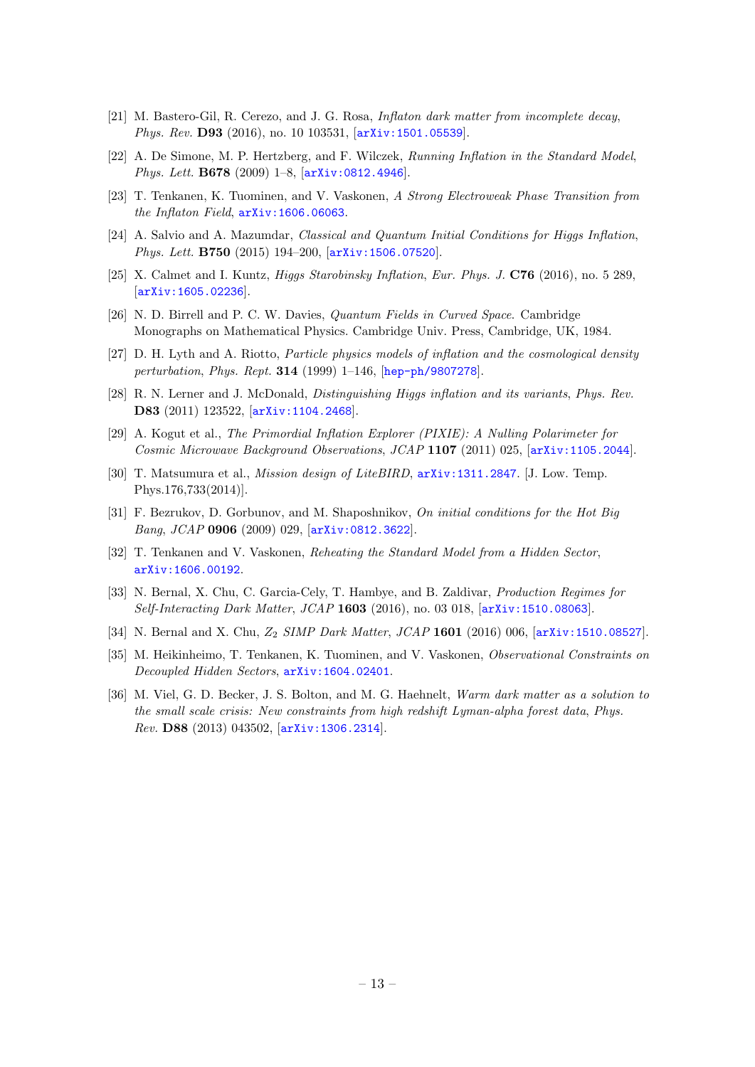[21] M. Bastero-Gil, R. Cerezo, and J. G. Rosa, *Inflaton dark matter from incomplete decay*, *Phys. Rev.* **D93** (2016), no. 10 103531, [arXiv:1501.05539].

[22] A. De Simone, M. P. Hertzberg, and F. Wilczek, *Running Inflation in the Standard Model*, *Phys. Lett.* **B678** (2009) 1–8, [arXiv:0812.4946].

[23] T. Tenkanen, K. Tuominen, and V. Vaskonen, *A Strong Electroweak Phase Transition from the Inflaton Field*, arXiv:1606.06063.

[24] A. Salvio and A. Mazumdar, *Classical and Quantum Initial Conditions for Higgs Inflation*, *Phys. Lett.* **B750** (2015) 194–200, [arXiv:1506.07520].

[25] X. Calmet and I. Kuntz, *Higgs Starobinsky Inflation*, *Eur. Phys. J.* **C76** (2016), no. 5 289, [arXiv:1605.02236].

[26] N. D. Birrell and P. C. W. Davies, *Quantum Fields in Curved Space.* Cambridge Monographs on Mathematical Physics. Cambridge Univ. Press, Cambridge, UK, 1984.

[27] D. H. Lyth and A. Riotto, *Particle physics models of inflation and the cosmological density perturbation*, *Phys. Rept.* **314** (1999) 1–146, [hep-ph/9807278].

[28] R. N. Lerner and J. McDonald, *Distinguishing Higgs inflation and its variants*, *Phys. Rev.* **D83** (2011) 123522, [arXiv:1104.2468].

[29] A. Kogut et al., *The Primordial Inflation Explorer (PIXIE): A Nulling Polarimeter for Cosmic Microwave Background Observations*, *JCAP* **1107** (2011) 025, [arXiv:1105.2044].

[30] T. Matsumura et al., *Mission design of LiteBIRD*, arXiv:1311.2847. [J. Low. Temp. Phys.176,733(2014)].

[31] F. Bezrukov, D. Gorbunov, and M. Shaposhnikov, *On initial conditions for the Hot Big Bang*, *JCAP* **0906** (2009) 029, [arXiv:0812.3622].

[32] T. Tenkanen and V. Vaskonen, *Reheating the Standard Model from a Hidden Sector*, arXiv:1606.00192.

[33] N. Bernal, X. Chu, C. Garcia-Cely, T. Hambye, and B. Zaldivar, *Production Regimes for Self-Interacting Dark Matter*, *JCAP* **1603** (2016), no. 03 018, [arXiv:1510.08063].

[34] N. Bernal and X. Chu, *$Z_2$ SIMP Dark Matter*, *JCAP* **1601** (2016) 006, [arXiv:1510.08527].

[35] M. Heikinheimo, T. Tenkanen, K. Tuominen, and V. Vaskonen, *Observational Constraints on Decoupled Hidden Sectors*, arXiv:1604.02401.

[36] M. Viel, G. D. Becker, J. S. Bolton, and M. G. Haehnelt, *Warm dark matter as a solution to the small scale crisis: New constraints from high redshift Lyman-alpha forest data*, *Phys. Rev.* **D88** (2013) 043502, [arXiv:1306.2314].